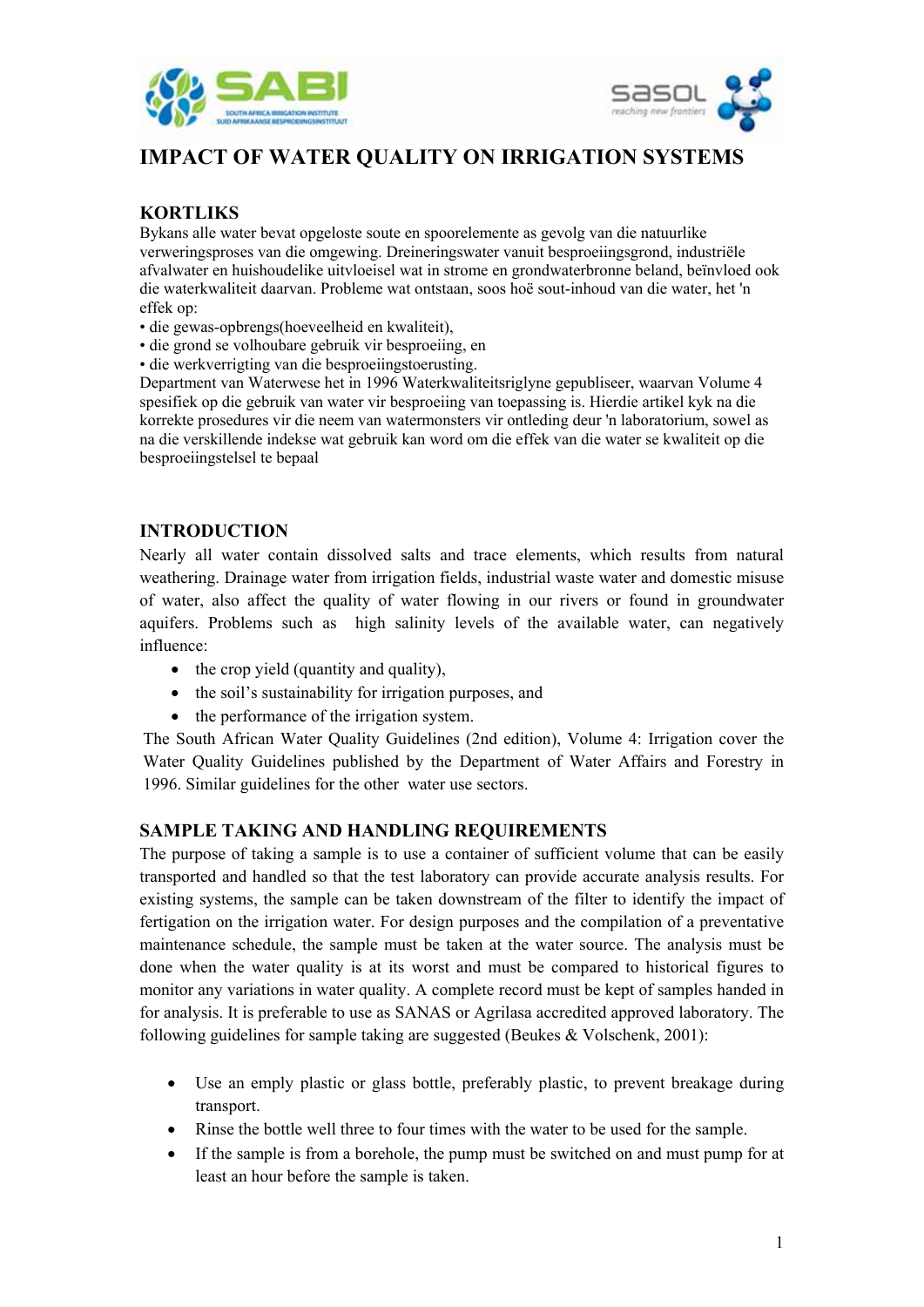# IMPACT OF WATER QUALITY ON IRRIGATION SYSTEMS

## KORTLIKS

Bykans alle water bevat opgeloste soute en spoorelemente as gevolg van die natuurlike verweringsproses van die omgewing. Dreineringswater vanuit besproeiingsgrond, industriële afvalwater en huishoudelike uitvloeisel wat in strome en grondwaterbronne beland, beïnvloed ook die waterkwaliteit daarvan. Probleme wat ontstaan, soos hoë sout-inhoud van die water, het 'n effek op:

- die gewas-opbrengs(hoeveelheid en kwaliteit),
- die grond se volhoubare gebruik vir besproeiing, en
- die werkverrigting van die besproeiingstoerusting.

Department van Waterwese het in 1996 Waterkwaliteitsriglyne gepubliseer, waarvan Volume 4 spesifiek op die gebruik van water vir besproeiing van toepassing is. Hierdie artikel kyk na die korrekte prosedures vir die neem van watermonsters vir ontleding deur 'n laboratorium, sowel as na die verskillende indekse wat gebruik kan word om die effek van die water se kwaliteit op die besproeiingstelsel te bepaal

## INTRODUCTION

Nearly all water contain dissolved salts and trace elements, which results from natural weathering. Drainage water from irrigation fields, industrial waste water and domestic misuse of water, also affect the quality of water flowing in our rivers or found in groundwater aquifers. Problems such as high salinity levels of the available water, can negatively influence:

- the crop yield (quantity and quality),
- the soil's sustainability for irrigation purposes, and
- the performance of the irrigation system.

The South African Water Quality Guidelines (2nd edition), Volume 4: Irrigation cover the Water Quality Guidelines published by the Department of Water Affairs and Forestry in 1996. Similar guidelines for the other water use sectors.

## SAMPLE TAKING AND HANDLING REQUIREMENTS

The purpose of taking a sample is to use a container of sufficient volume that can be easily transported and handled so that the test laboratory can provide accurate analysis results. For existing systems, the sample can be taken downstream of the filter to identify the impact of fertigation on the irrigation water. For design purposes and the compilation of a preventative maintenance schedule, the sample must be taken at the water source. The analysis must be done when the water quality is at its worst and must be compared to historical figures to monitor any variations in water quality. A complete record must be kept of samples handed in for analysis. It is preferable to use as SANAS or Agrilasa accredited approved laboratory. The following guidelines for sample taking are suggested (Beukes & Volschenk, 2001):

- Use an emply plastic or glass bottle, preferably plastic, to prevent breakage during transport.
- Rinse the bottle well three to four times with the water to be used for the sample.
- If the sample is from a borehole, the pump must be switched on and must pump for at least an hour before the sample is taken.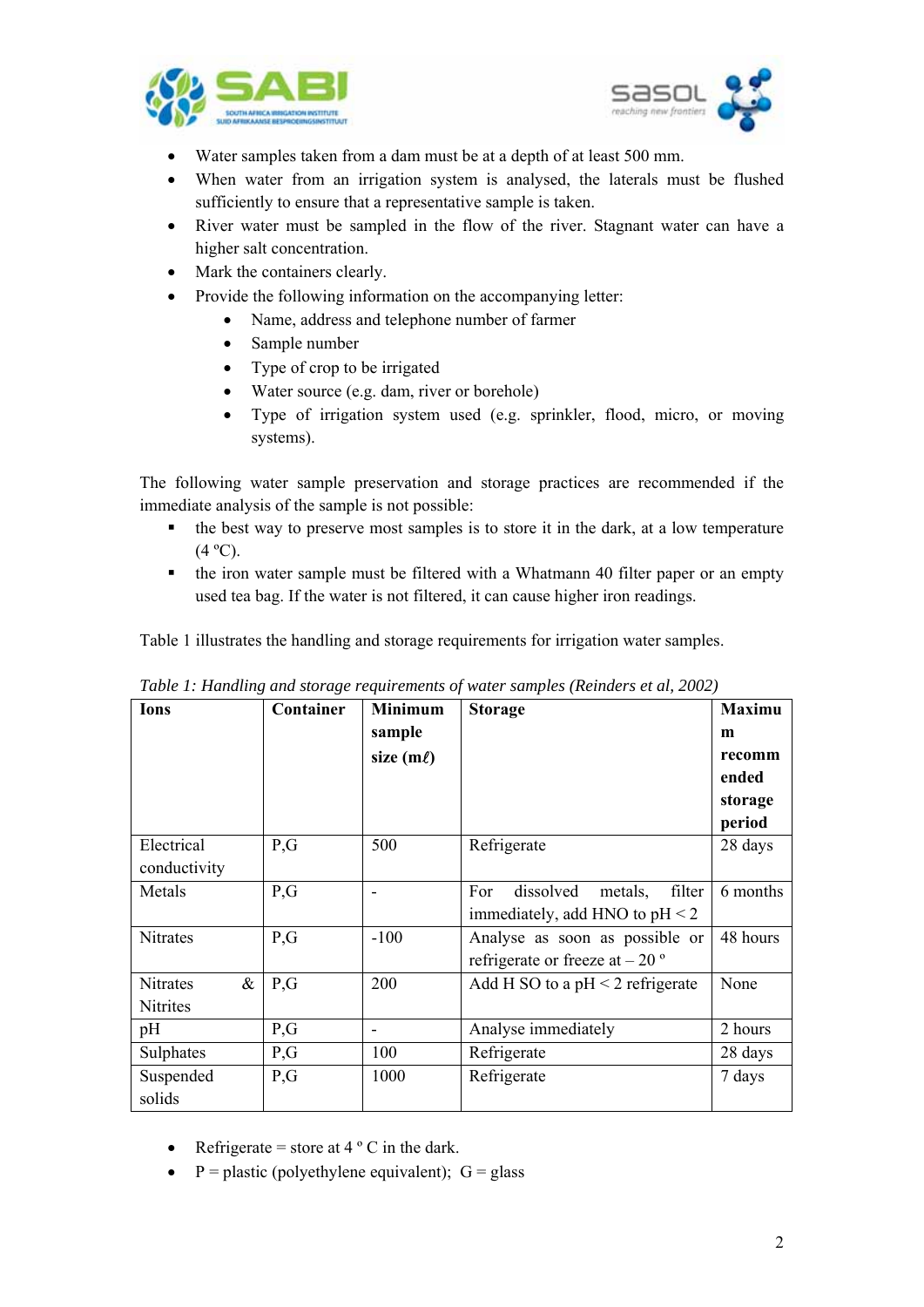- Water samples taken from a dam must be at a depth of at least 500 mm.
- When water from an irrigation system is analysed, the laterals must be flushed sufficiently to ensure that a representative sample is taken.
- River water must be sampled in the flow of the river. Stagnant water can have a higher salt concentration.
- Mark the containers clearly.
- Provide the following information on the accompanying letter:
  - Name, address and telephone number of farmer
  - Sample number
  - Type of crop to be irrigated
  - Water source (e.g. dam, river or borehole)
  - Type of irrigation system used (e.g. sprinkler, flood, micro, or moving systems).

The following water sample preservation and storage practices are recommended if the immediate analysis of the sample is not possible:

- the best way to preserve most samples is to store it in the dark, at a low temperature (4 ºC).
- the iron water sample must be filtered with a Whatmann 40 filter paper or an empty used tea bag. If the water is not filtered, it can cause higher iron readings.

Table 1 illustrates the handling and storage requirements for irrigation water samples.

*Table 1: Handling and storage requirements of water samples (Reinders et al, 2002)*

| Ions | Container | Minimum sample size (mℓ) | Storage | Maximum recommended storage period |
|---|---|---|---|---|
| Electrical conductivity | P,G | 500 | Refrigerate | 28 days |
| Metals | P,G | - | For dissolved metals, filter immediately, add HNO to pH < 2 | 6 months |
| Nitrates | P,G | -100 | Analyse as soon as possible or refrigerate or freeze at – 20 º | 48 hours |
| Nitrates & Nitrites | P,G | 200 | Add H SO to a pH < 2 refrigerate | None |
| pH | P,G | - | Analyse immediately | 2 hours |
| Sulphates | P,G | 100 | Refrigerate | 28 days |
| Suspended solids | P,G | 1000 | Refrigerate | 7 days |

- Refrigerate = store at 4 º C in the dark.
- P = plastic (polyethylene equivalent); G = glass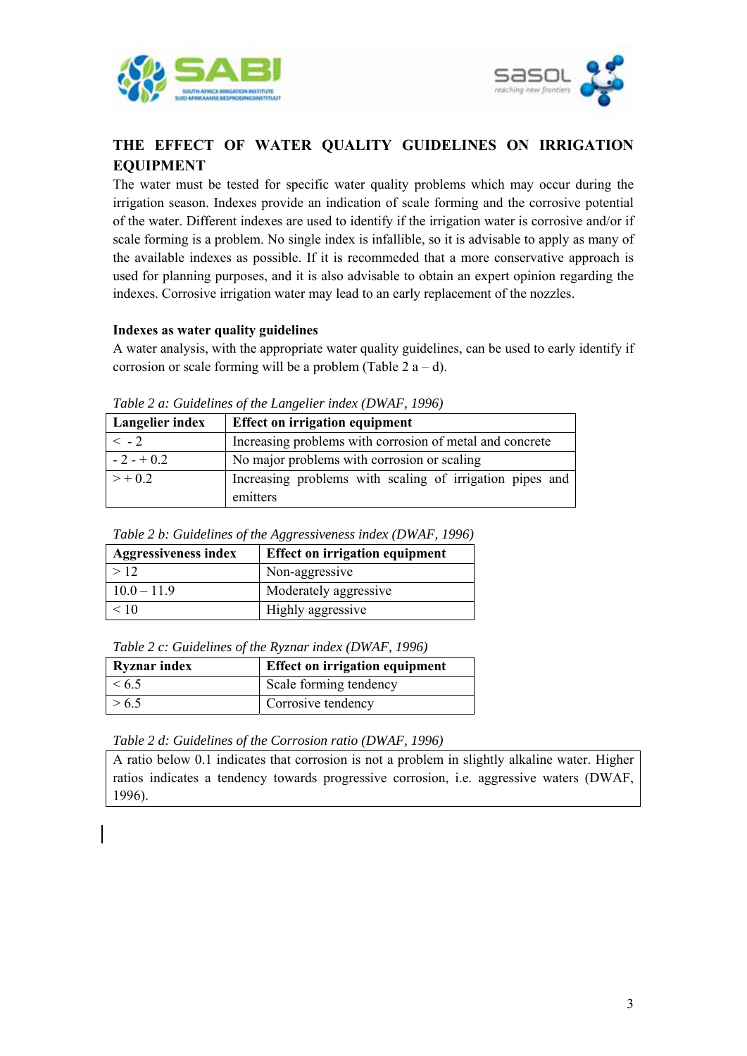## THE EFFECT OF WATER QUALITY GUIDELINES ON IRRIGATION EQUIPMENT

The water must be tested for specific water quality problems which may occur during the irrigation season. Indexes provide an indication of scale forming and the corrosive potential of the water. Different indexes are used to identify if the irrigation water is corrosive and/or if scale forming is a problem. No single index is infallible, so it is advisable to apply as many of the available indexes as possible. If it is recommeded that a more conservative approach is used for planning purposes, and it is also advisable to obtain an expert opinion regarding the indexes. Corrosive irrigation water may lead to an early replacement of the nozzles.

**Indexes as water quality guidelines**

A water analysis, with the appropriate water quality guidelines, can be used to early identify if corrosion or scale forming will be a problem (Table 2 a – d).

*Table 2 a: Guidelines of the Langelier index (DWAF, 1996)*

| Langelier index | Effect on irrigation equipment |
|---|---|
| < - 2 | Increasing problems with corrosion of metal and concrete |
| - 2 - + 0.2 | No major problems with corrosion or scaling |
| > + 0.2 | Increasing problems with scaling of irrigation pipes and emitters |

*Table 2 b: Guidelines of the Aggressiveness index (DWAF, 1996)*

| Aggressiveness index | Effect on irrigation equipment |
|---|---|
| > 12 | Non-aggressive |
| 10.0 – 11.9 | Moderately aggressive |
| < 10 | Highly aggressive |

*Table 2 c: Guidelines of the Ryznar index (DWAF, 1996)*

| Ryznar index | Effect on irrigation equipment |
|---|---|
| < 6.5 | Scale forming tendency |
| > 6.5 | Corrosive tendency |

*Table 2 d: Guidelines of the Corrosion ratio (DWAF, 1996)*

| A ratio below 0.1 indicates that corrosion is not a problem in slightly alkaline water. Higher ratios indicates a tendency towards progressive corrosion, i.e. aggressive waters (DWAF, 1996). |
|---|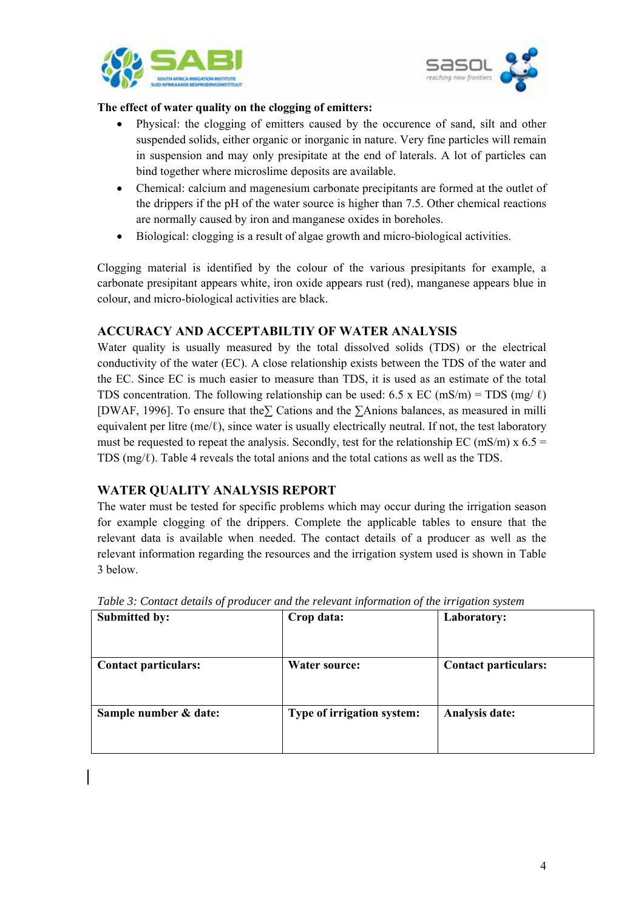**The effect of water quality on the clogging of emitters:**

- Physical: the clogging of emitters caused by the occurence of sand, silt and other suspended solids, either organic or inorganic in nature. Very fine particles will remain in suspension and may only presipitate at the end of laterals. A lot of particles can bind together where microslime deposits are available.
- Chemical: calcium and magenesium carbonate precipitants are formed at the outlet of the drippers if the pH of the water source is higher than 7.5. Other chemical reactions are normally caused by iron and manganese oxides in boreholes.
- Biological: clogging is a result of algae growth and micro-biological activities.

Clogging material is identified by the colour of the various presipitants for example, a carbonate presipitant appears white, iron oxide appears rust (red), manganese appears blue in colour, and micro-biological activities are black.

## ACCURACY AND ACCEPTABILTIY OF WATER ANALYSIS

Water quality is usually measured by the total dissolved solids (TDS) or the electrical conductivity of the water (EC). A close relationship exists between the TDS of the water and the EC. Since EC is much easier to measure than TDS, it is used as an estimate of the total TDS concentration. The following relationship can be used: 6.5 x EC (mS/m) = TDS (mg/ ℓ) [DWAF, 1996]. To ensure that the∑ Cations and the ∑Anions balances, as measured in milli equivalent per litre (me/ℓ), since water is usually electrically neutral. If not, the test laboratory must be requested to repeat the analysis. Secondly, test for the relationship EC (mS/m) x 6.5 = TDS (mg/ℓ). Table 4 reveals the total anions and the total cations as well as the TDS.

## WATER QUALITY ANALYSIS REPORT

The water must be tested for specific problems which may occur during the irrigation season for example clogging of the drippers. Complete the applicable tables to ensure that the relevant data is available when needed. The contact details of a producer as well as the relevant information regarding the resources and the irrigation system used is shown in Table 3 below.

*Table 3: Contact details of producer and the relevant information of the irrigation system*

| **Submitted by:** | **Crop data:** | **Laboratory:** |
|---|---|---|
| **Contact particulars:** | **Water source:** | **Contact particulars:** |
| **Sample number & date:** | **Type of irrigation system:** | **Analysis date:** |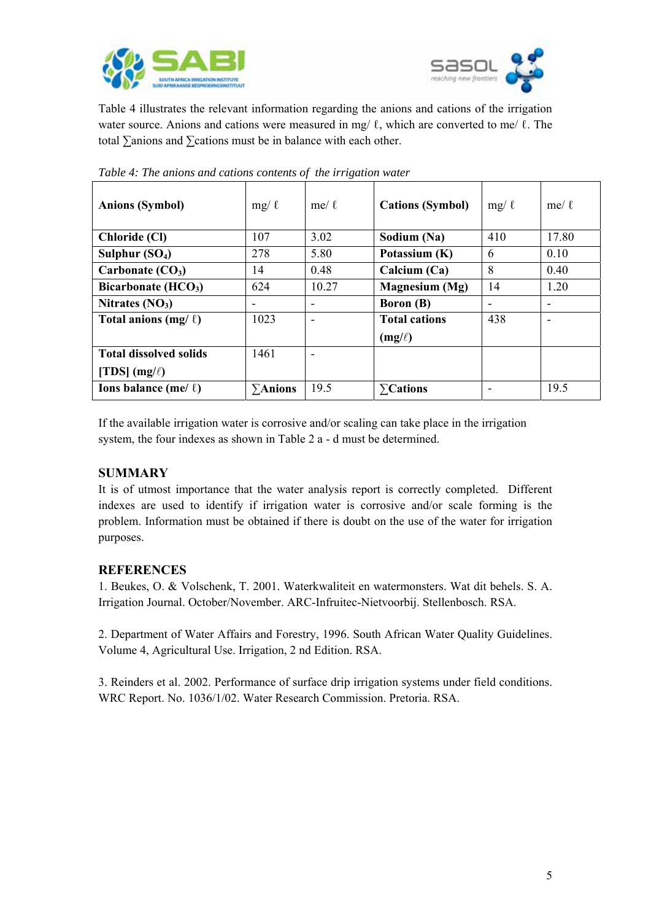Table 4 illustrates the relevant information regarding the anions and cations of the irrigation water source. Anions and cations were measured in mg/ ℓ, which are converted to me/ ℓ. The total ∑anions and ∑cations must be in balance with each other.

*Table 4: The anions and cations contents of the irrigation water*

| **Anions (Symbol)** | mg/ ℓ | me/ ℓ | **Cations (Symbol)** | mg/ ℓ | me/ ℓ |
|---|---|---|---|---|---|
| **Chloride (Cl)** | 107 | 3.02 | **Sodium (Na)** | 410 | 17.80 |
| **Sulphur ($SO_4$)** | 278 | 5.80 | **Potassium (K)** | 6 | 0.10 |
| **Carbonate ($CO_3$)** | 14 | 0.48 | **Calcium (Ca)** | 8 | 0.40 |
| **Bicarbonate ($HCO_3$)** | 624 | 10.27 | **Magnesium (Mg)** | 14 | 1.20 |
| **Nitrates ($NO_3$)** | - | - | **Boron (B)** | - | - |
| **Total anions (mg/ ℓ)** | 1023 | - | **Total cations (mg/ℓ)** | 438 | - |
| **Total dissolved solids [TDS] (mg/ℓ)** | 1461 | - | | | |
| **Ions balance (me/ ℓ)** | **∑Anions** | 19.5 | **∑Cations** | - | 19.5 |

If the available irrigation water is corrosive and/or scaling can take place in the irrigation system, the four indexes as shown in Table 2 a - d must be determined.

## SUMMARY

It is of utmost importance that the water analysis report is correctly completed. Different indexes are used to identify if irrigation water is corrosive and/or scale forming is the problem. Information must be obtained if there is doubt on the use of the water for irrigation purposes.

## REFERENCES

1. Beukes, O. & Volschenk, T. 2001. Waterkwaliteit en watermonsters. Wat dit behels. S. A. Irrigation Journal. October/November. ARC-Infruitec-Nietvoorbij. Stellenbosch. RSA.

2. Department of Water Affairs and Forestry, 1996. South African Water Quality Guidelines. Volume 4, Agricultural Use. Irrigation, 2 nd Edition. RSA.

3. Reinders et al. 2002. Performance of surface drip irrigation systems under field conditions. WRC Report. No. 1036/1/02. Water Research Commission. Pretoria. RSA.